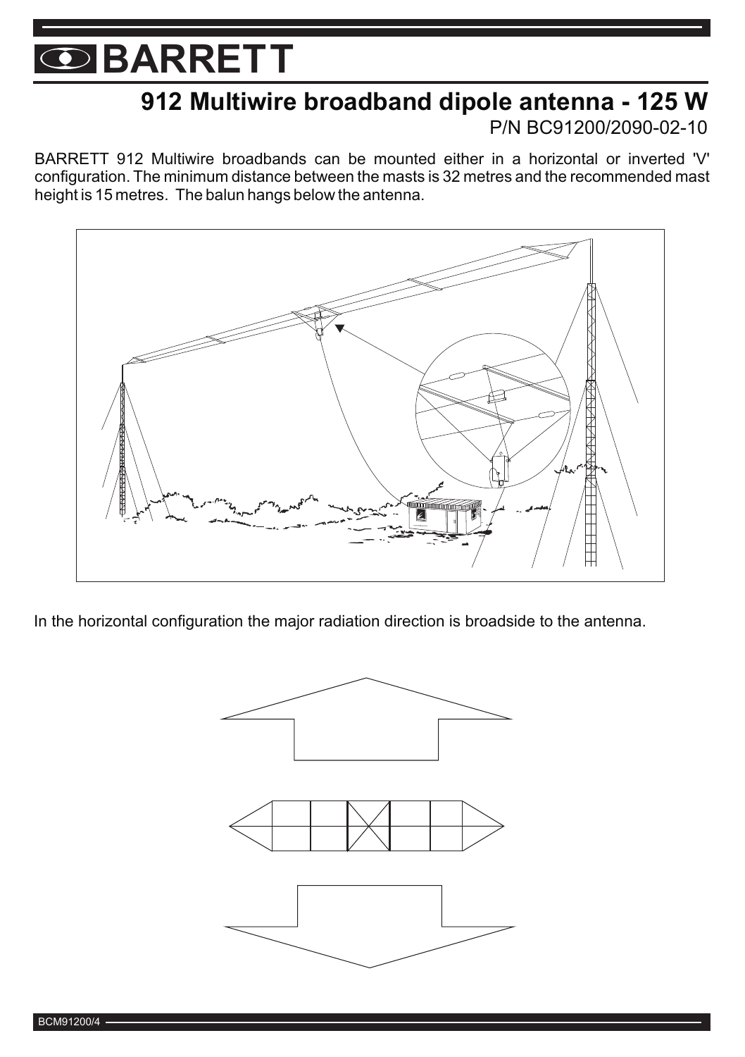# BARRETT

## 912 Multiwire broadband dipole antenna - 125 W

P/N BC91200/2090-02-10

BARRETT 912 Multiwire broadbands can be mounted either in a horizontal or inverted 'V' configuration. The minimum distance between the masts is 32 metres and the recommended mast height is 15 metres. The balun hangs below the antenna.

In the horizontal configuration the major radiation direction is broadside to the antenna.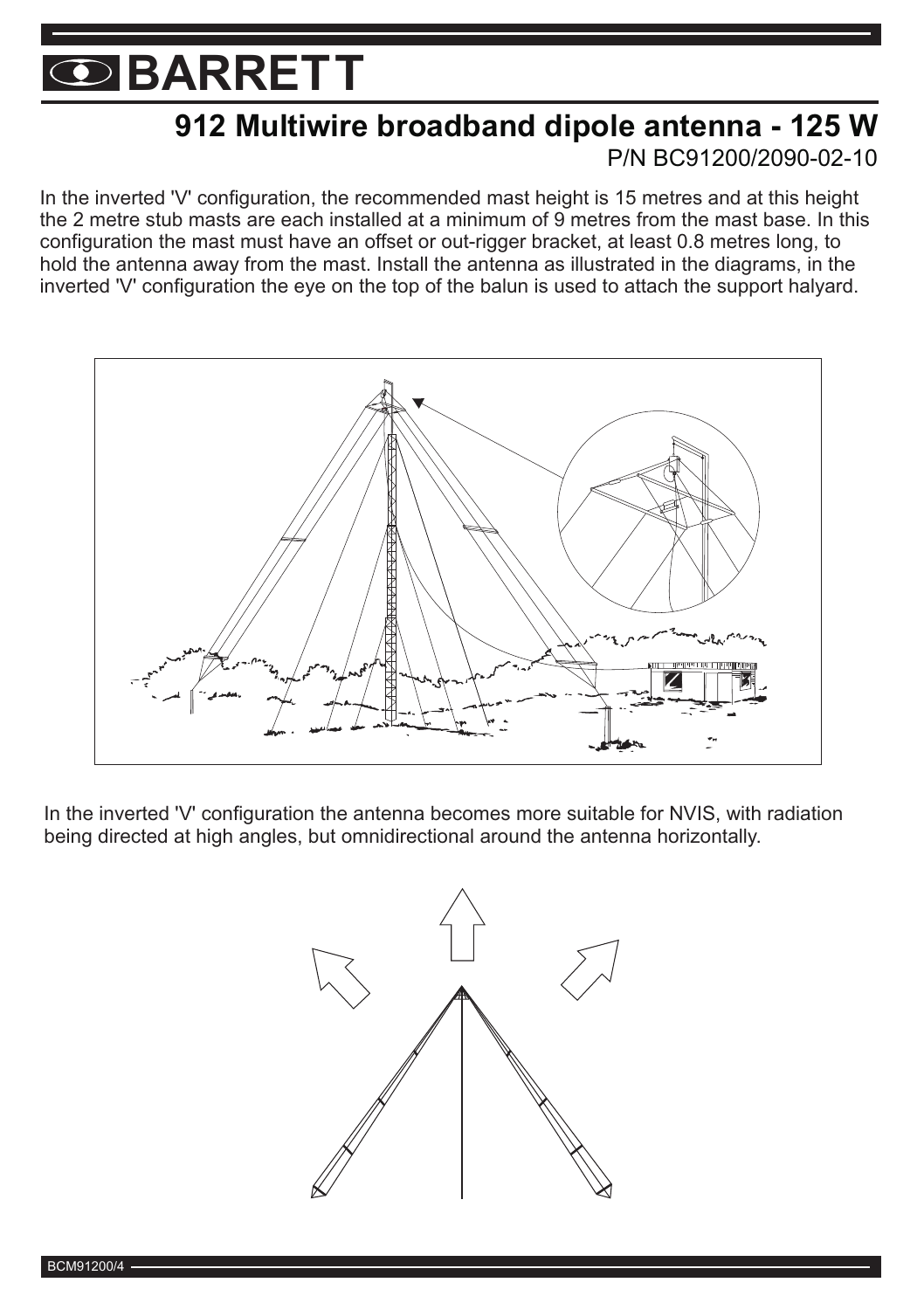# BARRETT

## 912 Multiwire broadband dipole antenna - 125 W

P/N BC91200/2090-02-10

In the inverted 'V' configuration, the recommended mast height is 15 metres and at this height the 2 metre stub masts are each installed at a minimum of 9 metres from the mast base. In this configuration the mast must have an offset or out-rigger bracket, at least 0.8 metres long, to hold the antenna away from the mast. Install the antenna as illustrated in the diagrams, in the inverted 'V' configuration the eye on the top of the balun is used to attach the support halyard.

In the inverted 'V' configuration the antenna becomes more suitable for NVIS, with radiation being directed at high angles, but omnidirectional around the antenna horizontally.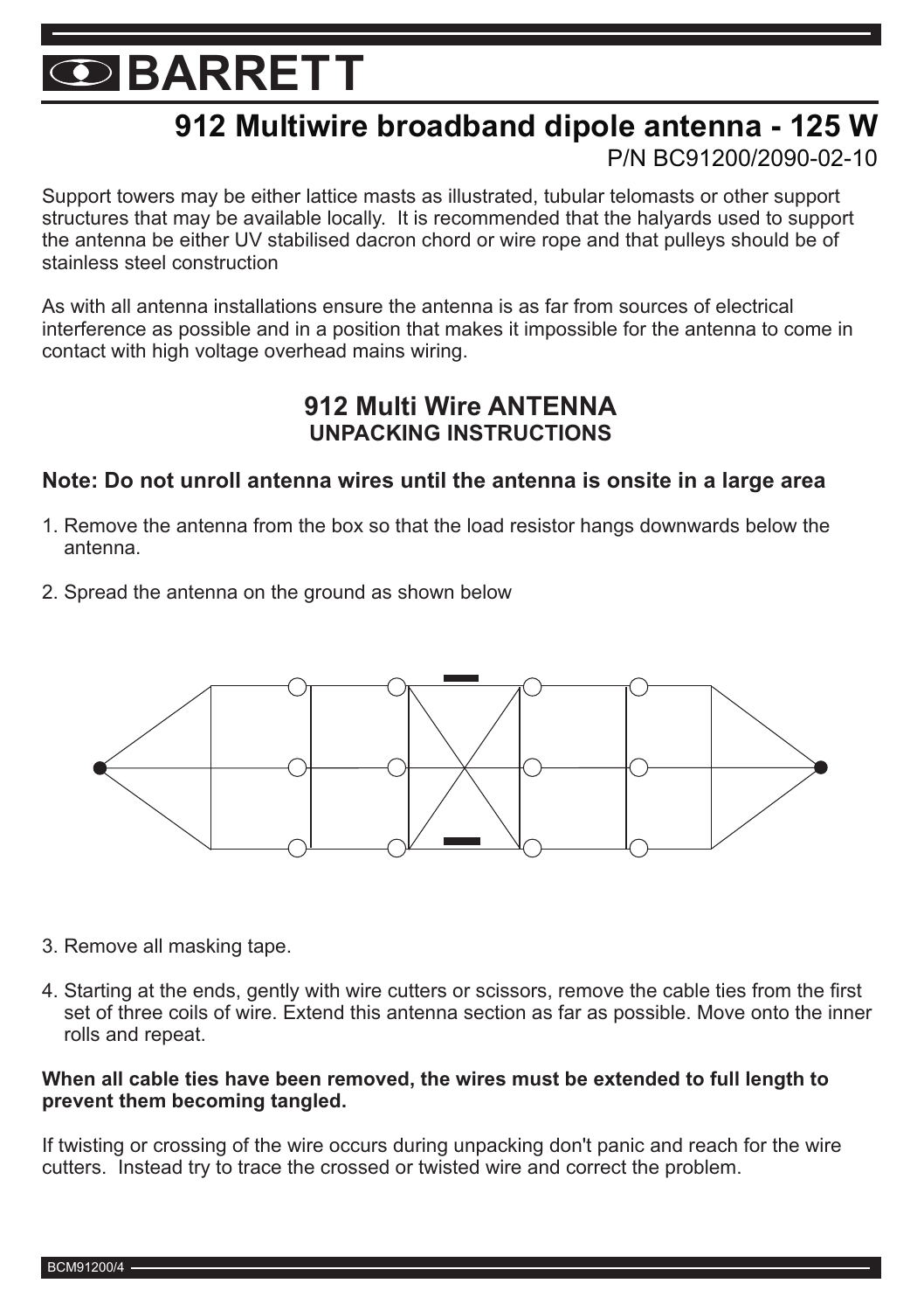# BARRETT

## 912 Multiwire broadband dipole antenna - 125 W

P/N BC91200/2090-02-10

Support towers may be either lattice masts as illustrated, tubular telomasts or other support structures that may be available locally. It is recommended that the halyards used to support the antenna be either UV stabilised dacron chord or wire rope and that pulleys should be of stainless steel construction

As with all antenna installations ensure the antenna is as far from sources of electrical interference as possible and in a position that makes it impossible for the antenna to come in contact with high voltage overhead mains wiring.

### 912 Multi Wire ANTENNA
### UNPACKING INSTRUCTIONS

**Note: Do not unroll antenna wires until the antenna is onsite in a large area**

1. Remove the antenna from the box so that the load resistor hangs downwards below the antenna.
2. Spread the antenna on the ground as shown below
3. Remove all masking tape.
4. Starting at the ends, gently with wire cutters or scissors, remove the cable ties from the first set of three coils of wire. Extend this antenna section as far as possible. Move onto the inner rolls and repeat.

**When all cable ties have been removed, the wires must be extended to full length to prevent them becoming tangled.**

If twisting or crossing of the wire occurs during unpacking don't panic and reach for the wire cutters. Instead try to trace the crossed or twisted wire and correct the problem.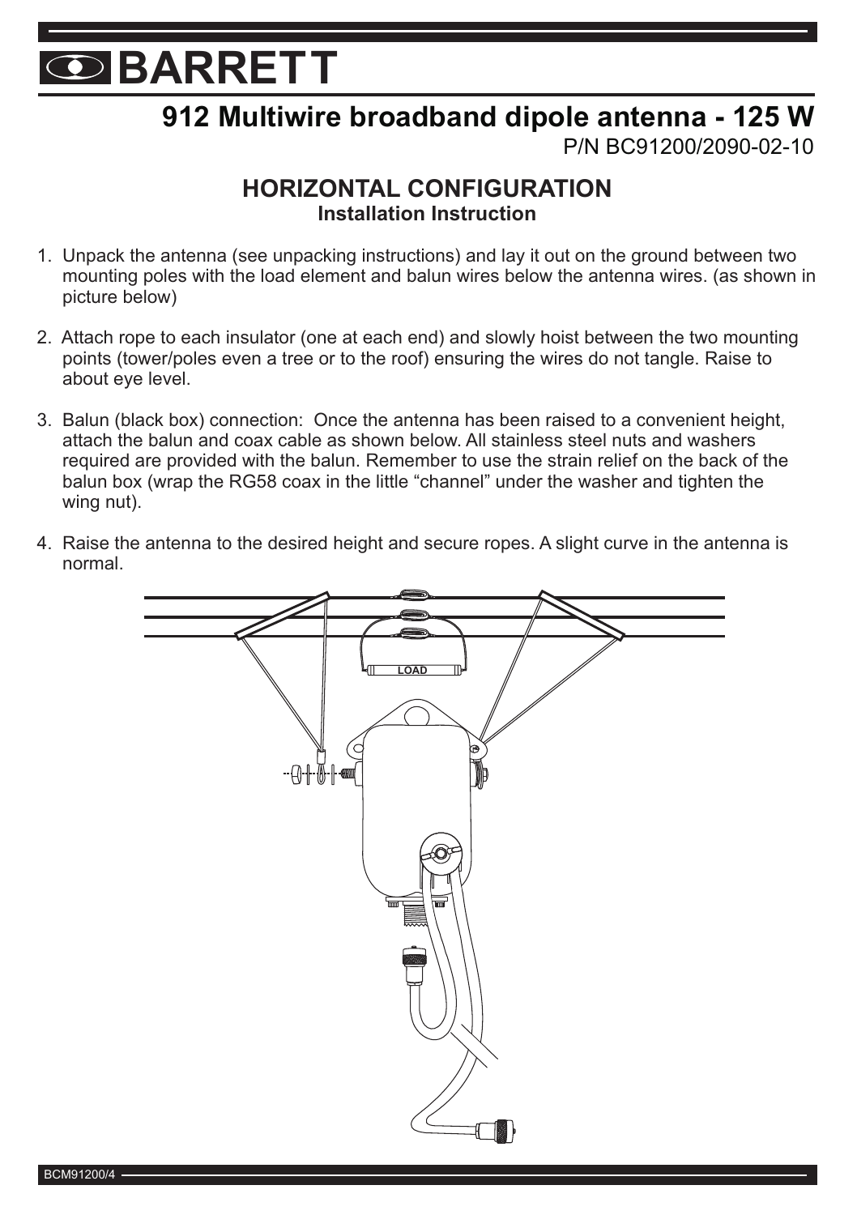# BARRETT

## 912 Multiwire broadband dipole antenna - 125 W

P/N BC91200/2090-02-10

### HORIZONTAL CONFIGURATION

**Installation Instruction**

1. Unpack the antenna (see unpacking instructions) and lay it out on the ground between two mounting poles with the load element and balun wires below the antenna wires. (as shown in picture below)

2. Attach rope to each insulator (one at each end) and slowly hoist between the two mounting points (tower/poles even a tree or to the roof) ensuring the wires do not tangle. Raise to about eye level.

3. Balun (black box) connection: Once the antenna has been raised to a convenient height, attach the balun and coax cable as shown below. All stainless steel nuts and washers required are provided with the balun. Remember to use the strain relief on the back of the balun box (wrap the RG58 coax in the little “channel” under the washer and tighten the wing nut).

4. Raise the antenna to the desired height and secure ropes. A slight curve in the antenna is normal.

LOAD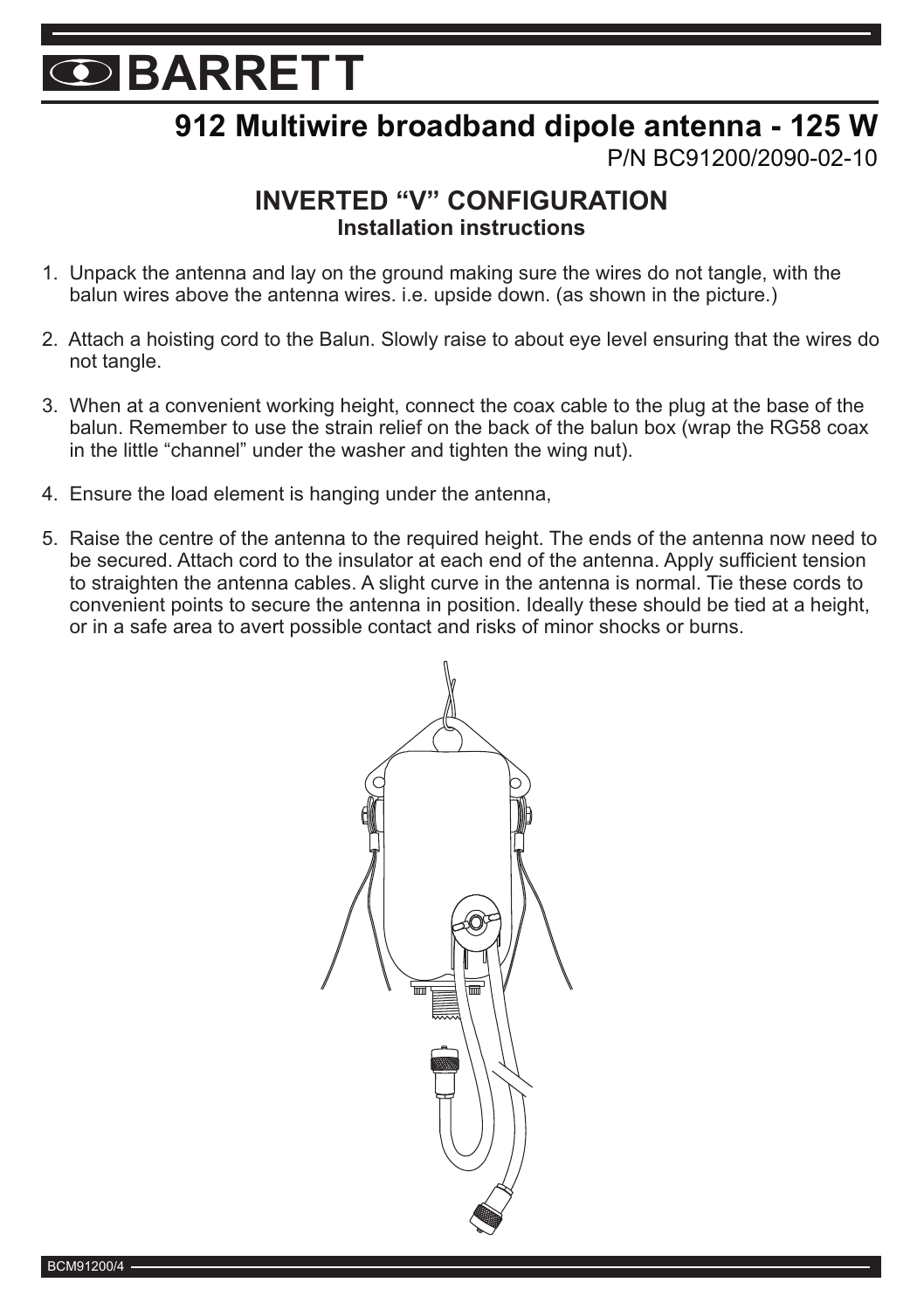# BARRETT

## 912 Multiwire broadband dipole antenna - 125 W

P/N BC91200/2090-02-10

### INVERTED "V" CONFIGURATION

**Installation instructions**

1. Unpack the antenna and lay on the ground making sure the wires do not tangle, with the balun wires above the antenna wires. i.e. upside down. (as shown in the picture.)

2. Attach a hoisting cord to the Balun. Slowly raise to about eye level ensuring that the wires do not tangle.

3. When at a convenient working height, connect the coax cable to the plug at the base of the balun. Remember to use the strain relief on the back of the balun box (wrap the RG58 coax in the little "channel" under the washer and tighten the wing nut).

4. Ensure the load element is hanging under the antenna,

5. Raise the centre of the antenna to the required height. The ends of the antenna now need to be secured. Attach cord to the insulator at each end of the antenna. Apply sufficient tension to straighten the antenna cables. A slight curve in the antenna is normal. Tie these cords to convenient points to secure the antenna in position. Ideally these should be tied at a height, or in a safe area to avert possible contact and risks of minor shocks or burns.

BCM91200/4